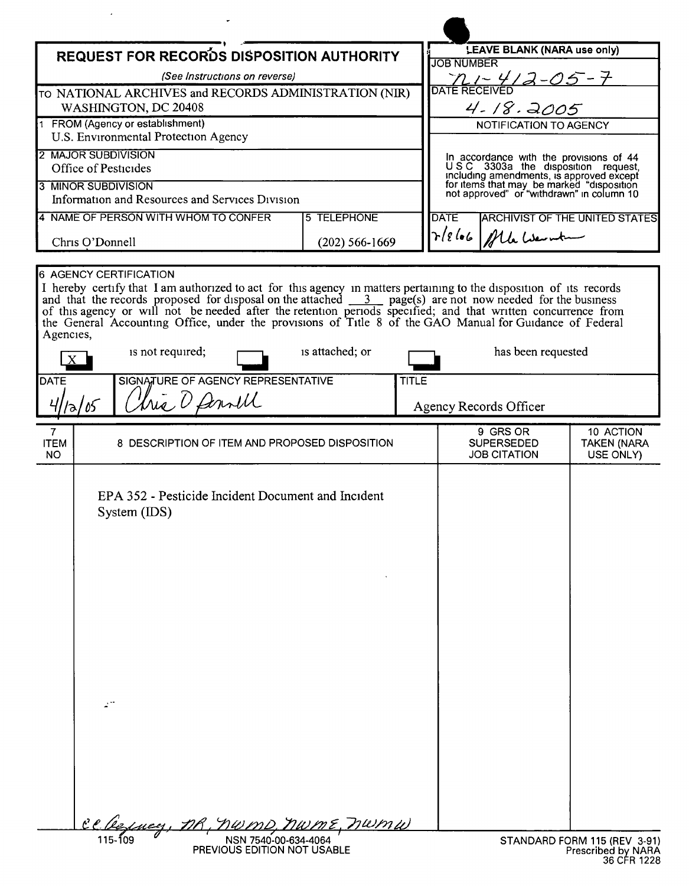# REQUEST FOR RECORDS DISPOSITION AUTHORITY

*(See Instructions on reverse)*

TO NATIONAL ARCHIVES and RECORDS ADMINISTRATION (NIR)
WASHINGTON, DC 20408

| LEAVE BLANK (NARA use only) |
|---|
| JOB NUMBER: N1-412-05-7 |
| DATE RECEIVED: 4-18-2005 |
| NOTIFICATION TO AGENCY |
| In accordance with the provisions of 44 USC 3303a the disposition request, including amendments, is approved except for items that may be marked "disposition not approved" or "withdrawn" in column 10 |
| DATE: 7/8/06 — ARCHIVIST OF THE UNITED STATES: [signature] |

1 FROM (Agency or establishment)
U.S. Environmental Protection Agency

2 MAJOR SUBDIVISION
Office of Pesticides

3 MINOR SUBDIVISION
Information and Resources and Services Division

| 4 NAME OF PERSON WITH WHOM TO CONFER | 5 TELEPHONE |
|---|---|
| Chris O'Donnell | (202) 566-1669 |

6 AGENCY CERTIFICATION

I hereby certify that I am authorized to act for this agency in matters pertaining to the disposition of its records and that the records proposed for disposal on the attached 3 page(s) are not now needed for the business of this agency or will not be needed after the retention periods specified; and that written concurrence from the General Accounting Office, under the provisions of Title 8 of the GAO Manual for Guidance of Federal Agencies,

[X] is not required; [ ] is attached; or [ ] has been requested

| DATE | SIGNATURE OF AGENCY REPRESENTATIVE | TITLE |
|---|---|---|
| 4/12/05 | Chris O'Donnell | Agency Records Officer |

| 7 ITEM NO | 8 DESCRIPTION OF ITEM AND PROPOSED DISPOSITION | 9 GRS OR SUPERSEDED JOB CITATION | 10 ACTION TAKEN (NARA USE ONLY) |
|---|---|---|---|
| | EPA 352 - Pesticide Incident Document and Incident System (IDS) | | |

cc Agency, NR, NWMD, NWME, NWMW

115-109 NSN 7540-00-634-4064
PREVIOUS EDITION NOT USABLE

STANDARD FORM 115 (REV 3-91)
Prescribed by NARA
36 CFR 1228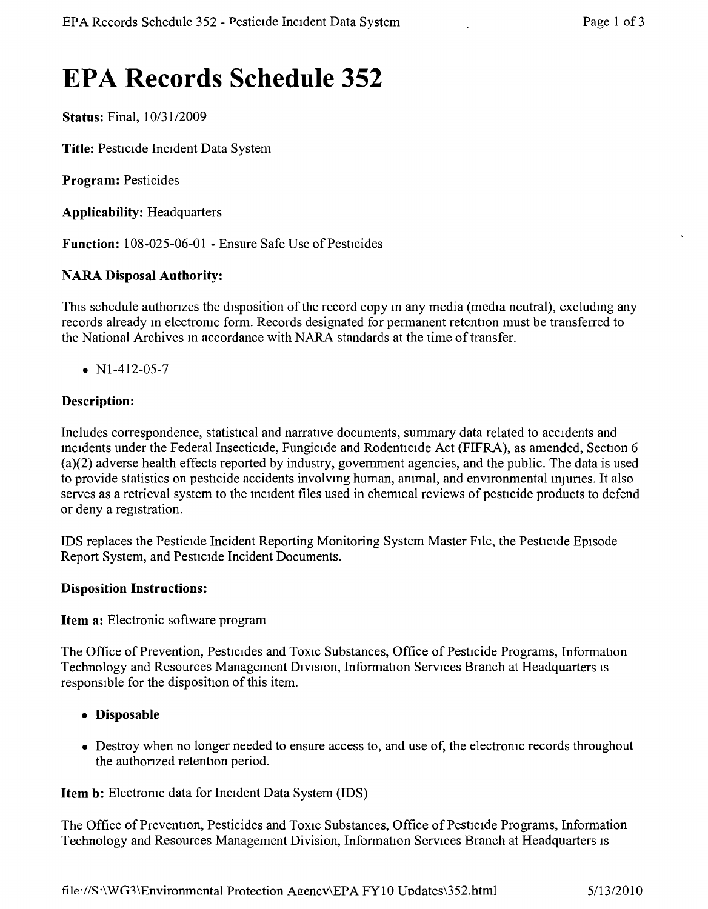# EPA Records Schedule 352

**Status:** Final, 10/31/2009

**Title:** Pesticide Incident Data System

**Program:** Pesticides

**Applicability:** Headquarters

**Function:** 108-025-06-01 - Ensure Safe Use of Pesticides

### NARA Disposal Authority:

This schedule authorizes the disposition of the record copy in any media (media neutral), excluding any records already in electronic form. Records designated for permanent retention must be transferred to the National Archives in accordance with NARA standards at the time of transfer.

- N1-412-05-7

### Description:

Includes correspondence, statistical and narrative documents, summary data related to accidents and incidents under the Federal Insecticide, Fungicide and Rodenticide Act (FIFRA), as amended, Section 6 (a)(2) adverse health effects reported by industry, government agencies, and the public. The data is used to provide statistics on pesticide accidents involving human, animal, and environmental injuries. It also serves as a retrieval system to the incident files used in chemical reviews of pesticide products to defend or deny a registration.

IDS replaces the Pesticide Incident Reporting Monitoring System Master File, the Pesticide Episode Report System, and Pesticide Incident Documents.

### Disposition Instructions:

**Item a:** Electronic software program

The Office of Prevention, Pesticides and Toxic Substances, Office of Pesticide Programs, Information Technology and Resources Management Division, Information Services Branch at Headquarters is responsible for the disposition of this item.

- **Disposable**
- Destroy when no longer needed to ensure access to, and use of, the electronic records throughout the authorized retention period.

**Item b:** Electronic data for Incident Data System (IDS)

The Office of Prevention, Pesticides and Toxic Substances, Office of Pesticide Programs, Information Technology and Resources Management Division, Information Services Branch at Headquarters is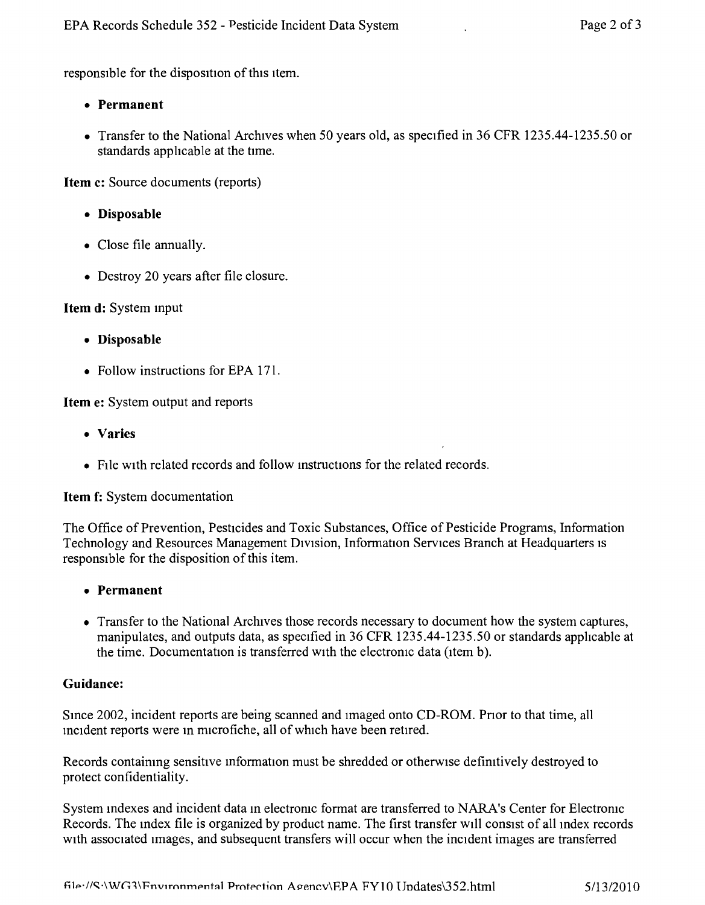responsible for the disposition of this item.

- **Permanent**

- Transfer to the National Archives when 50 years old, as specified in 36 CFR 1235.44-1235.50 or standards applicable at the time.

**Item c:** Source documents (reports)

- **Disposable**

- Close file annually.

- Destroy 20 years after file closure.

**Item d:** System input

- **Disposable**

- Follow instructions for EPA 171.

**Item e:** System output and reports

- **Varies**

- File with related records and follow instructions for the related records.

**Item f:** System documentation

The Office of Prevention, Pesticides and Toxic Substances, Office of Pesticide Programs, Information Technology and Resources Management Division, Information Services Branch at Headquarters is responsible for the disposition of this item.

- **Permanent**

- Transfer to the National Archives those records necessary to document how the system captures, manipulates, and outputs data, as specified in 36 CFR 1235.44-1235.50 or standards applicable at the time. Documentation is transferred with the electronic data (item b).

**Guidance:**

Since 2002, incident reports are being scanned and imaged onto CD-ROM. Prior to that time, all incident reports were in microfiche, all of which have been retired.

Records containing sensitive information must be shredded or otherwise definitively destroyed to protect confidentiality.

System indexes and incident data in electronic format are transferred to NARA's Center for Electronic Records. The index file is organized by product name. The first transfer will consist of all index records with associated images, and subsequent transfers will occur when the incident images are transferred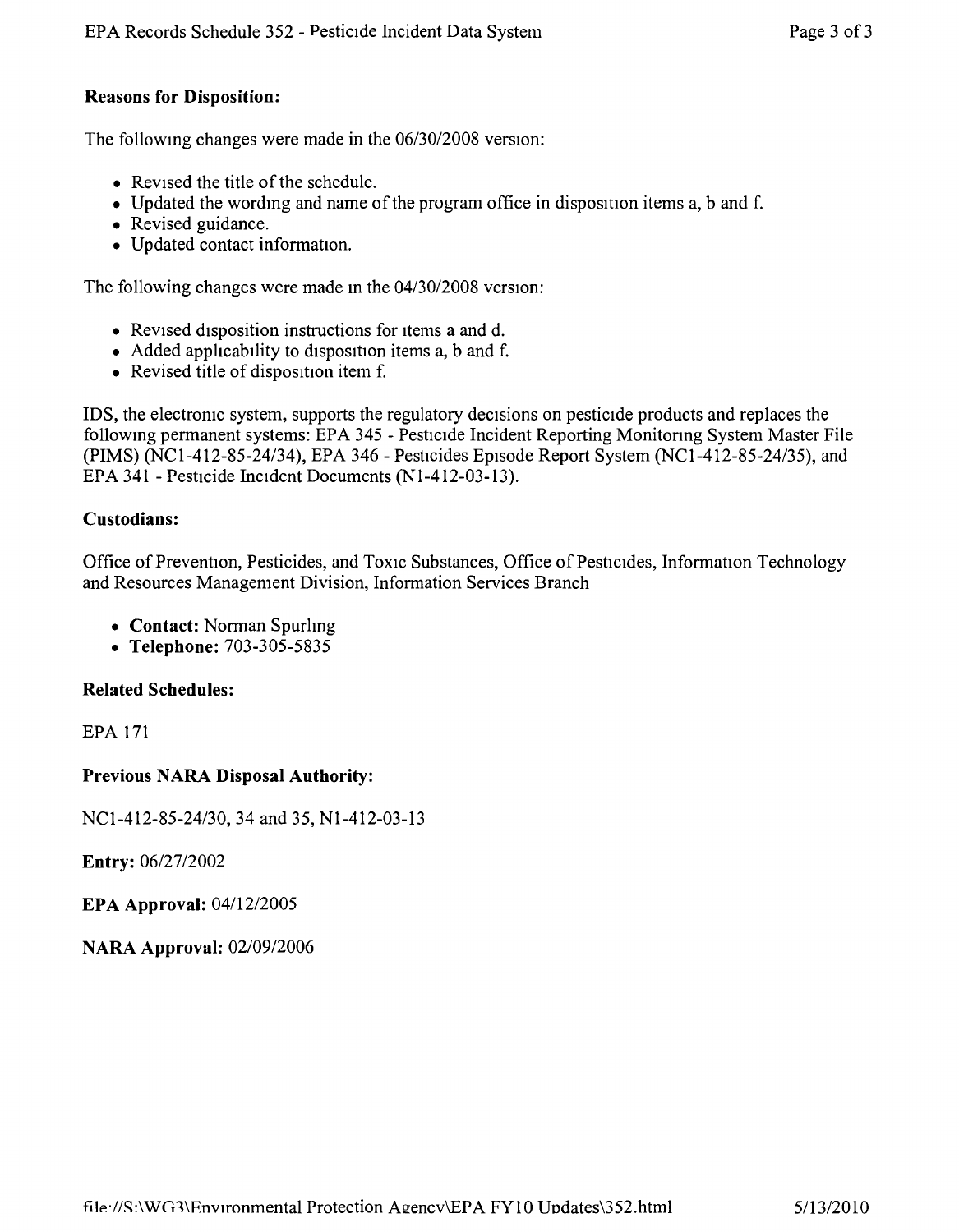**Reasons for Disposition:**

The following changes were made in the 06/30/2008 version:

- Revised the title of the schedule.
- Updated the wording and name of the program office in disposition items a, b and f.
- Revised guidance.
- Updated contact information.

The following changes were made in the 04/30/2008 version:

- Revised disposition instructions for items a and d.
- Added applicability to disposition items a, b and f.
- Revised title of disposition item f.

IDS, the electronic system, supports the regulatory decisions on pesticide products and replaces the following permanent systems: EPA 345 - Pesticide Incident Reporting Monitoring System Master File (PIMS) (NC1-412-85-24/34), EPA 346 - Pesticides Episode Report System (NC1-412-85-24/35), and EPA 341 - Pesticide Incident Documents (N1-412-03-13).

**Custodians:**

Office of Prevention, Pesticides, and Toxic Substances, Office of Pesticides, Information Technology and Resources Management Division, Information Services Branch

- **Contact:** Norman Spurling
- **Telephone:** 703-305-5835

**Related Schedules:**

EPA 171

**Previous NARA Disposal Authority:**

NC1-412-85-24/30, 34 and 35, N1-412-03-13

**Entry:** 06/27/2002

**EPA Approval:** 04/12/2005

**NARA Approval:** 02/09/2006